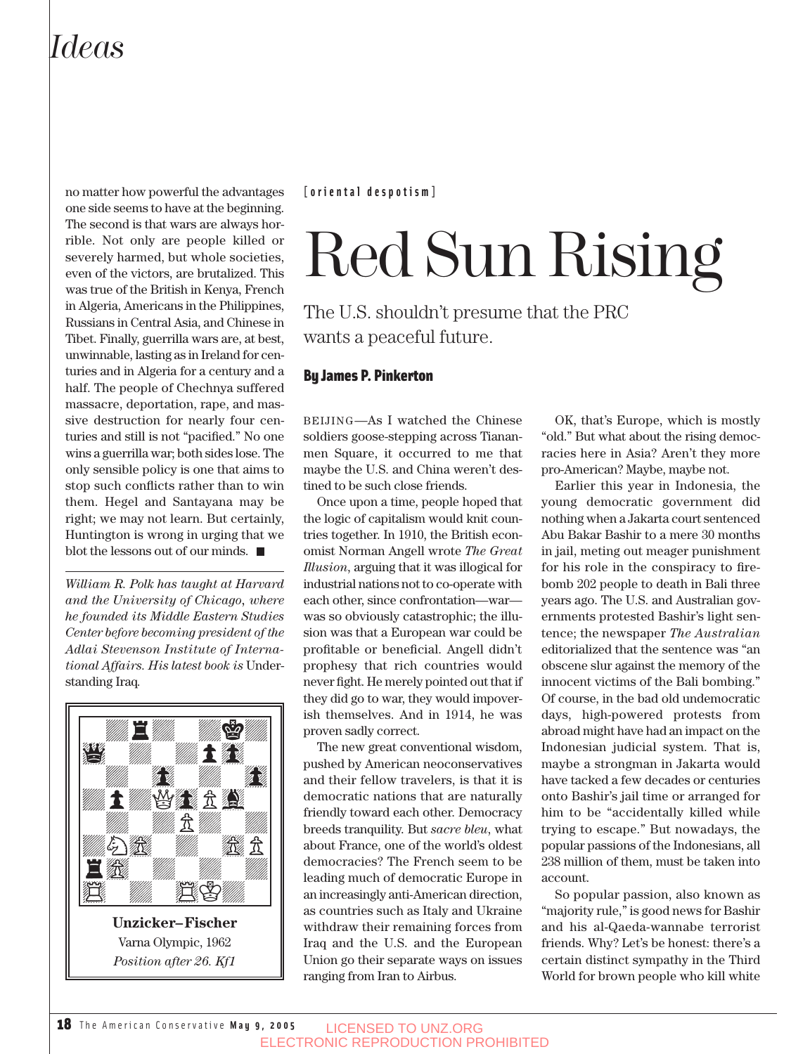no matter how powerful the advantages one side seems to have at the beginning. The second is that wars are always horrible. Not only are people killed or severely harmed, but whole societies, even of the victors, are brutalized. This was true of the British in Kenya, French in Algeria, Americans in the Philippines, Russians in Central Asia, and Chinese in Tibet. Finally, guerrilla wars are, at best, unwinnable, lasting as in Ireland for centuries and in Algeria for a century and a half. The people of Chechnya suffered massacre, deportation, rape, and massive destruction for nearly four centuries and still is not "pacified." No one wins a guerrilla war; both sides lose. The only sensible policy is one that aims to stop such conflicts rather than to win them. Hegel and Santayana may be right; we may not learn. But certainly, Huntington is wrong in urging that we blot the lessons out of our minds. ■

---

*William R. Polk has taught at Harvard and the University of Chicago, where he founded its Middle Eastern Studies Center before becoming president of the Adlai Stevenson Institute of International Affairs. His latest book is* Understanding Iraq.

**Unzicker–Fischer**
Varna Olympic, 1962
*Position after 26. Kf1*

[oriental despotism]

# Red Sun Rising

The U.S. shouldn't presume that the PRC wants a peaceful future.

**By James P. Pinkerton**

BEIJING—As I watched the Chinese soldiers goose-stepping across Tiananmen Square, it occurred to me that maybe the U.S. and China weren't destined to be such close friends.

Once upon a time, people hoped that the logic of capitalism would knit countries together. In 1910, the British economist Norman Angell wrote *The Great Illusion*, arguing that it was illogical for industrial nations not to co-operate with each other, since confrontation—war—was so obviously catastrophic; the illusion was that a European war could be profitable or beneficial. Angell didn't prophesy that rich countries would never fight. He merely pointed out that if they did go to war, they would impoverish themselves. And in 1914, he was proven sadly correct.

The new great conventional wisdom, pushed by American neoconservatives and their fellow travelers, is that it is democratic nations that are naturally friendly toward each other. Democracy breeds tranquility. But *sacre bleu*, what about France, one of the world's oldest democracies? The French seem to be leading much of democratic Europe in an increasingly anti-American direction, as countries such as Italy and Ukraine withdraw their remaining forces from Iraq and the U.S. and the European Union go their separate ways on issues ranging from Iran to Airbus.

OK, that's Europe, which is mostly "old." But what about the rising democracies here in Asia? Aren't they more pro-American? Maybe, maybe not.

Earlier this year in Indonesia, the young democratic government did nothing when a Jakarta court sentenced Abu Bakar Bashir to a mere 30 months in jail, meting out meager punishment for his role in the conspiracy to firebomb 202 people to death in Bali three years ago. The U.S. and Australian governments protested Bashir's light sentence; the newspaper *The Australian* editorialized that the sentence was "an obscene slur against the memory of the innocent victims of the Bali bombing." Of course, in the bad old undemocratic days, high-powered protests from abroad might have had an impact on the Indonesian judicial system. That is, maybe a strongman in Jakarta would have tacked a few decades or centuries onto Bashir's jail time or arranged for him to be "accidentally killed while trying to escape." But nowadays, the popular passions of the Indonesians, all 238 million of them, must be taken into account.

So popular passion, also known as "majority rule," is good news for Bashir and his al-Qaeda-wannabe terrorist friends. Why? Let's be honest: there's a certain distinct sympathy in the Third World for brown people who kill white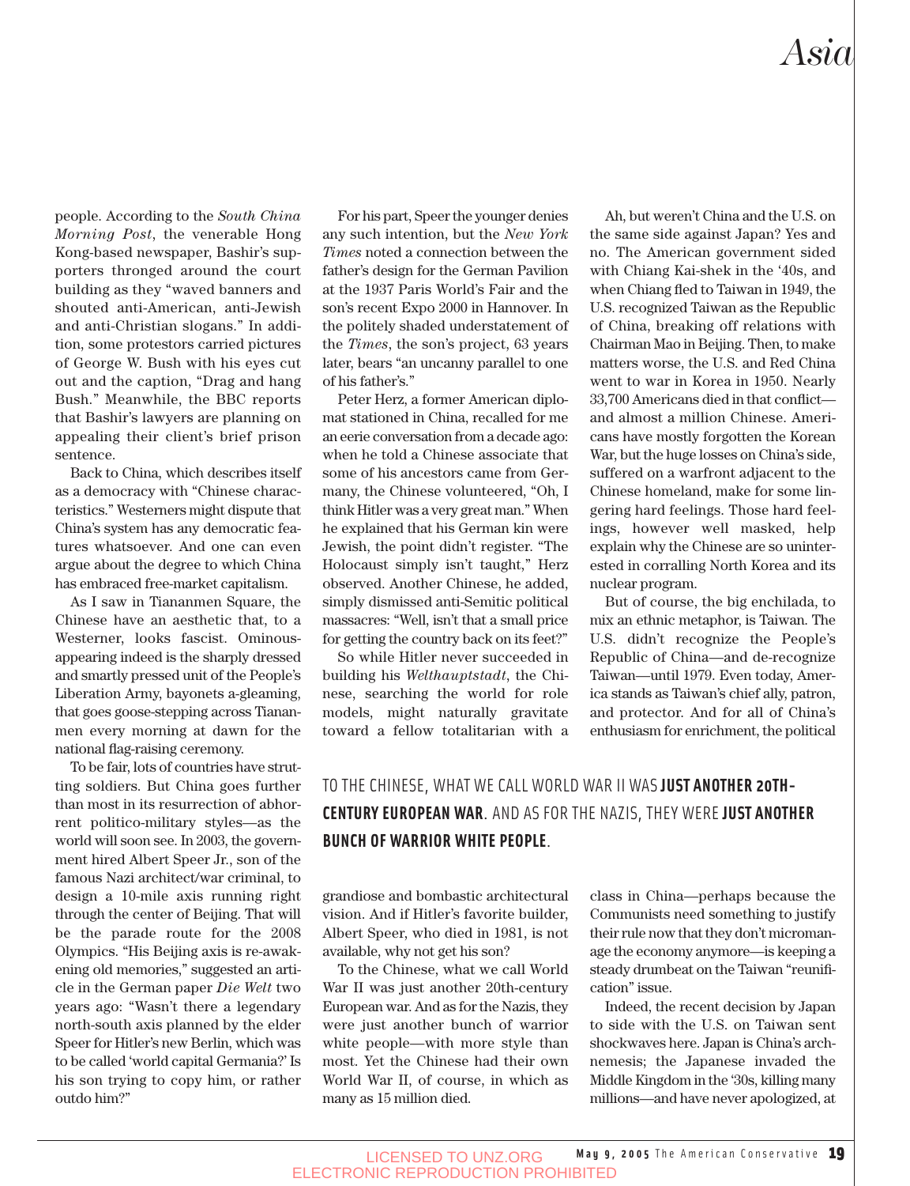people. According to the *South China Morning Post*, the venerable Hong Kong-based newspaper, Bashir's supporters thronged around the court building as they "waved banners and shouted anti-American, anti-Jewish and anti-Christian slogans." In addition, some protestors carried pictures of George W. Bush with his eyes cut out and the caption, "Drag and hang Bush." Meanwhile, the BBC reports that Bashir's lawyers are planning on appealing their client's brief prison sentence.

Back to China, which describes itself as a democracy with "Chinese characteristics." Westerners might dispute that China's system has any democratic features whatsoever. And one can even argue about the degree to which China has embraced free-market capitalism.

As I saw in Tiananmen Square, the Chinese have an aesthetic that, to a Westerner, looks fascist. Ominous-appearing indeed is the sharply dressed and smartly pressed unit of the People's Liberation Army, bayonets a-gleaming, that goes goose-stepping across Tiananmen every morning at dawn for the national flag-raising ceremony.

To be fair, lots of countries have strutting soldiers. But China goes further than most in its resurrection of abhorrent politico-military styles—as the world will soon see. In 2003, the government hired Albert Speer Jr., son of the famous Nazi architect/war criminal, to design a 10-mile axis running right through the center of Beijing. That will be the parade route for the 2008 Olympics. "His Beijing axis is re-awakening old memories," suggested an article in the German paper *Die Welt* two years ago: "Wasn't there a legendary north-south axis planned by the elder Speer for Hitler's new Berlin, which was to be called 'world capital Germania?' Is his son trying to copy him, or rather outdo him?"

For his part, Speer the younger denies any such intention, but the *New York Times* noted a connection between the father's design for the German Pavilion at the 1937 Paris World's Fair and the son's recent Expo 2000 in Hannover. In the politely shaded understatement of the *Times*, the son's project, 63 years later, bears "an uncanny parallel to one of his father's."

Peter Herz, a former American diplomat stationed in China, recalled for me an eerie conversation from a decade ago: when he told a Chinese associate that some of his ancestors came from Germany, the Chinese volunteered, "Oh, I think Hitler was a very great man." When he explained that his German kin were Jewish, the point didn't register. "The Holocaust simply isn't taught," Herz observed. Another Chinese, he added, simply dismissed anti-Semitic political massacres: "Well, isn't that a small price for getting the country back on its feet?"

So while Hitler never succeeded in building his *Welthauptstadt*, the Chinese, searching the world for role models, might naturally gravitate toward a fellow totalitarian with a grandiose and bombastic architectural vision. And if Hitler's favorite builder, Albert Speer, who died in 1981, is not available, why not get his son?

To the Chinese, what we call World War II was just another 20th-century European war. And as for the Nazis, they were just another bunch of warrior white people—with more style than most. Yet the Chinese had their own World War II, of course, in which as many as 15 million died.

TO THE CHINESE, WHAT WE CALL WORLD WAR II WAS **JUST ANOTHER 20TH-CENTURY EUROPEAN WAR**. AND AS FOR THE NAZIS, THEY WERE **JUST ANOTHER BUNCH OF WARRIOR WHITE PEOPLE**.

Ah, but weren't China and the U.S. on the same side against Japan? Yes and no. The American government sided with Chiang Kai-shek in the '40s, and when Chiang fled to Taiwan in 1949, the U.S. recognized Taiwan as the Republic of China, breaking off relations with Chairman Mao in Beijing. Then, to make matters worse, the U.S. and Red China went to war in Korea in 1950. Nearly 33,700 Americans died in that conflict—and almost a million Chinese. Americans have mostly forgotten the Korean War, but the huge losses on China's side, suffered on a warfront adjacent to the Chinese homeland, make for some lingering hard feelings. Those hard feelings, however well masked, help explain why the Chinese are so uninterested in corralling North Korea and its nuclear program.

But of course, the big enchilada, to mix an ethnic metaphor, is Taiwan. The U.S. didn't recognize the People's Republic of China—and de-recognize Taiwan—until 1979. Even today, America stands as Taiwan's chief ally, patron, and protector. And for all of China's enthusiasm for enrichment, the political class in China—perhaps because the Communists need something to justify their rule now that they don't micromanage the economy anymore—is keeping a steady drumbeat on the Taiwan "reunification" issue.

Indeed, the recent decision by Japan to side with the U.S. on Taiwan sent shockwaves here. Japan is China's archnemesis; the Japanese invaded the Middle Kingdom in the '30s, killing many millions—and have never apologized, at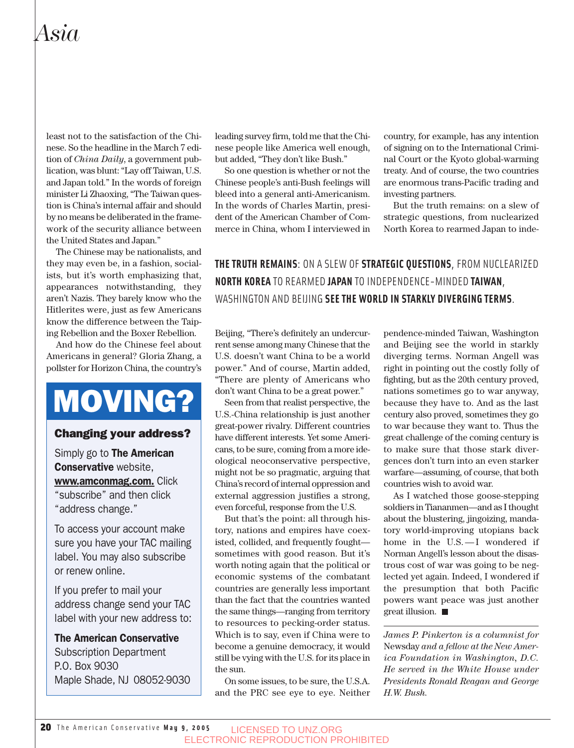least not to the satisfaction of the Chinese. So the headline in the March 7 edition of *China Daily*, a government publication, was blunt: "Lay off Taiwan, U.S. and Japan told." In the words of foreign minister Li Zhaoxing, "The Taiwan question is China's internal affair and should by no means be deliberated in the framework of the security alliance between the United States and Japan."

The Chinese may be nationalists, and they may even be, in a fashion, socialists, but it's worth emphasizing that, appearances notwithstanding, they aren't Nazis. They barely know who the Hitlerites were, just as few Americans know the difference between the Taiping Rebellion and the Boxer Rebellion.

And how do the Chinese feel about Americans in general? Gloria Zhang, a pollster for Horizon China, the country's leading survey firm, told me that the Chinese people like America well enough, but added, "They don't like Bush."

So one question is whether or not the Chinese people's anti-Bush feelings will bleed into a general anti-Americanism. In the words of Charles Martin, president of the American Chamber of Commerce in China, whom I interviewed in Beijing, "There's definitely an undercurrent sense among many Chinese that the U.S. doesn't want China to be a world power." And of course, Martin added, "There are plenty of Americans who don't want China to be a great power."

Seen from that realist perspective, the U.S.-China relationship is just another great-power rivalry. Different countries have different interests. Yet some Americans, to be sure, coming from a more ideological neoconservative perspective, might not be so pragmatic, arguing that China's record of internal oppression and external aggression justifies a strong, even forceful, response from the U.S.

But that's the point: all through history, nations and empires have coexisted, collided, and frequently fought—sometimes with good reason. But it's worth noting again that the political or economic systems of the combatant countries are generally less important than the fact that the countries wanted the same things—ranging from territory to resources to pecking-order status. Which is to say, even if China were to become a genuine democracy, it would still be vying with the U.S. for its place in the sun.

On some issues, to be sure, the U.S.A. and the PRC see eye to eye. Neither country, for example, has any intention of signing on to the International Criminal Court or the Kyoto global-warming treaty. And of course, the two countries are enormous trans-Pacific trading and investing partners.

> **THE TRUTH REMAINS**: ON A SLEW OF **STRATEGIC QUESTIONS**, FROM NUCLEARIZED **NORTH KOREA** TO REARMED **JAPAN** TO INDEPENDENCE-MINDED **TAIWAN**, WASHINGTON AND BEIJING **SEE THE WORLD IN STARKLY DIVERGING TERMS**.

But the truth remains: on a slew of strategic questions, from nuclearized North Korea to rearmed Japan to independence-minded Taiwan, Washington and Beijing see the world in starkly diverging terms. Norman Angell was right in pointing out the costly folly of fighting, but as the 20th century proved, nations sometimes go to war anyway, because they have to. And as the last century also proved, sometimes they go to war because they want to. Thus the great challenge of the coming century is to make sure that those stark divergences don't turn into an even starker warfare—assuming, of course, that both countries wish to avoid war.

As I watched those goose-stepping soldiers in Tiananmen—and as I thought about the blustering, jingoizing, mandatory world-improving utopians back home in the U.S.—I wondered if Norman Angell's lesson about the disastrous cost of war was going to be neglected yet again. Indeed, I wondered if the presumption that both Pacific powers want peace was just another great illusion. ■

---

*James P. Pinkerton is a columnist for* Newsday *and a fellow at the New America Foundation in Washington, D.C. He served in the White House under Presidents Ronald Reagan and George H.W. Bush.*

---

# MOVING?

### Changing your address?

Simply go to **The American Conservative** website, **www.amconmag.com.** Click "subscribe" and then click "address change."

To access your account make sure you have your TAC mailing label. You may also subscribe or renew online.

If you prefer to mail your address change send your TAC label with your new address to:

**The American Conservative**
Subscription Department
P.O. Box 9030
Maple Shade, NJ 08052-9030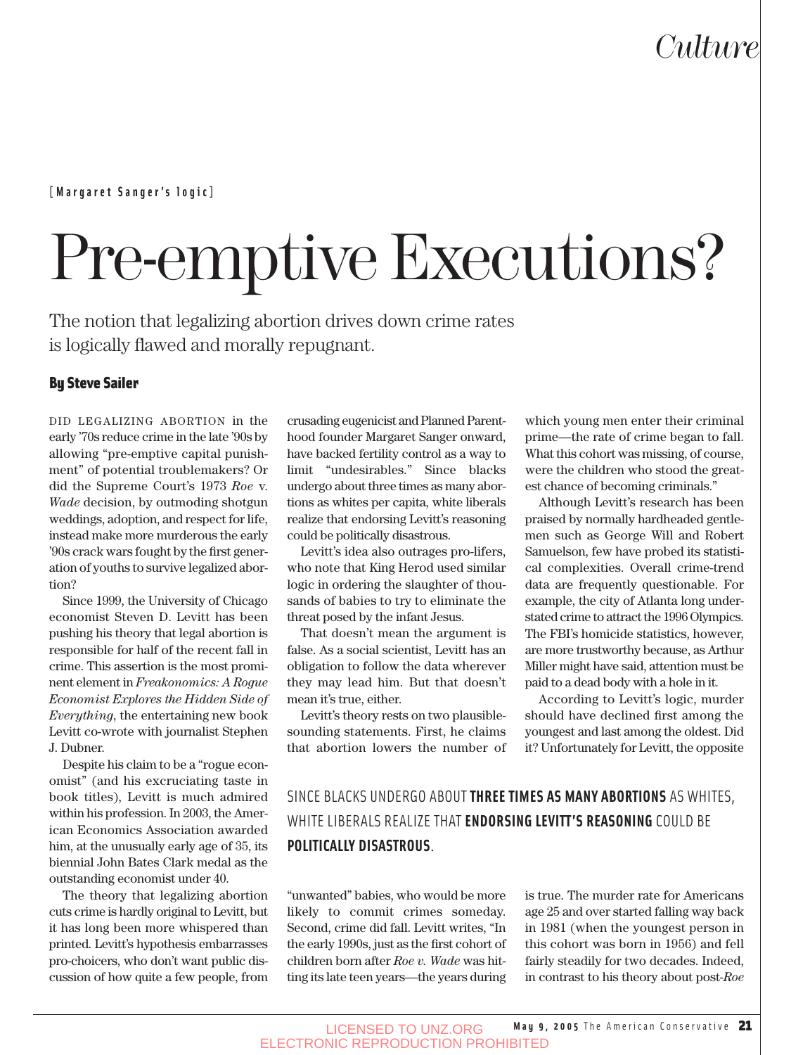[Margaret Sanger's logic]

# Pre-emptive Executions?

The notion that legalizing abortion drives down crime rates is logically flawed and morally repugnant.

**By Steve Sailer**

DID LEGALIZING ABORTION in the early '70s reduce crime in the late '90s by allowing "pre-emptive capital punishment" of potential troublemakers? Or did the Supreme Court's 1973 *Roe* v. *Wade* decision, by outmoding shotgun weddings, adoption, and respect for life, instead make more murderous the early '90s crack wars fought by the first generation of youths to survive legalized abortion?

Since 1999, the University of Chicago economist Steven D. Levitt has been pushing his theory that legal abortion is responsible for half of the recent fall in crime. This assertion is the most prominent element in *Freakonomics: A Rogue Economist Explores the Hidden Side of Everything*, the entertaining new book Levitt co-wrote with journalist Stephen J. Dubner.

Despite his claim to be a "rogue economist" (and his excruciating taste in book titles), Levitt is much admired within his profession. In 2003, the American Economics Association awarded him, at the unusually early age of 35, its biennial John Bates Clark medal as the outstanding economist under 40.

The theory that legalizing abortion cuts crime is hardly original to Levitt, but it has long been more whispered than printed. Levitt's hypothesis embarrasses pro-choicers, who don't want public discussion of how quite a few people, from crusading eugenicist and Planned Parenthood founder Margaret Sanger onward, have backed fertility control as a way to limit "undesirables." Since blacks undergo about three times as many abortions as whites per capita, white liberals realize that endorsing Levitt's reasoning could be politically disastrous.

Levitt's idea also outrages pro-lifers, who note that King Herod used similar logic in ordering the slaughter of thousands of babies to try to eliminate the threat posed by the infant Jesus.

That doesn't mean the argument is false. As a social scientist, Levitt has an obligation to follow the data wherever they may lead him. But that doesn't mean it's true, either.

Levitt's theory rests on two plausible-sounding statements. First, he claims that abortion lowers the number of "unwanted" babies, who would be more likely to commit crimes someday. Second, crime did fall. Levitt writes, "In the early 1990s, just as the first cohort of children born after *Roe v. Wade* was hitting its late teen years—the years during which young men enter their criminal prime—the rate of crime began to fall. What this cohort was missing, of course, were the children who stood the greatest chance of becoming criminals."

Although Levitt's research has been praised by normally hardheaded gentlemen such as George Will and Robert Samuelson, few have probed its statistical complexities. Overall crime-trend data are frequently questionable. For example, the city of Atlanta long understated crime to attract the 1996 Olympics. The FBI's homicide statistics, however, are more trustworthy because, as Arthur Miller might have said, attention must be paid to a dead body with a hole in it.

According to Levitt's logic, murder should have declined first among the youngest and last among the oldest. Did it? Unfortunately for Levitt, the opposite is true. The murder rate for Americans age 25 and over started falling way back in 1981 (when the youngest person in this cohort was born in 1956) and fell fairly steadily for two decades. Indeed, in contrast to his theory about post-*Roe*

SINCE BLACKS UNDERGO ABOUT **THREE TIMES AS MANY ABORTIONS** AS WHITES, WHITE LIBERALS REALIZE THAT **ENDORSING LEVITT'S REASONING** COULD BE **POLITICALLY DISASTROUS**.